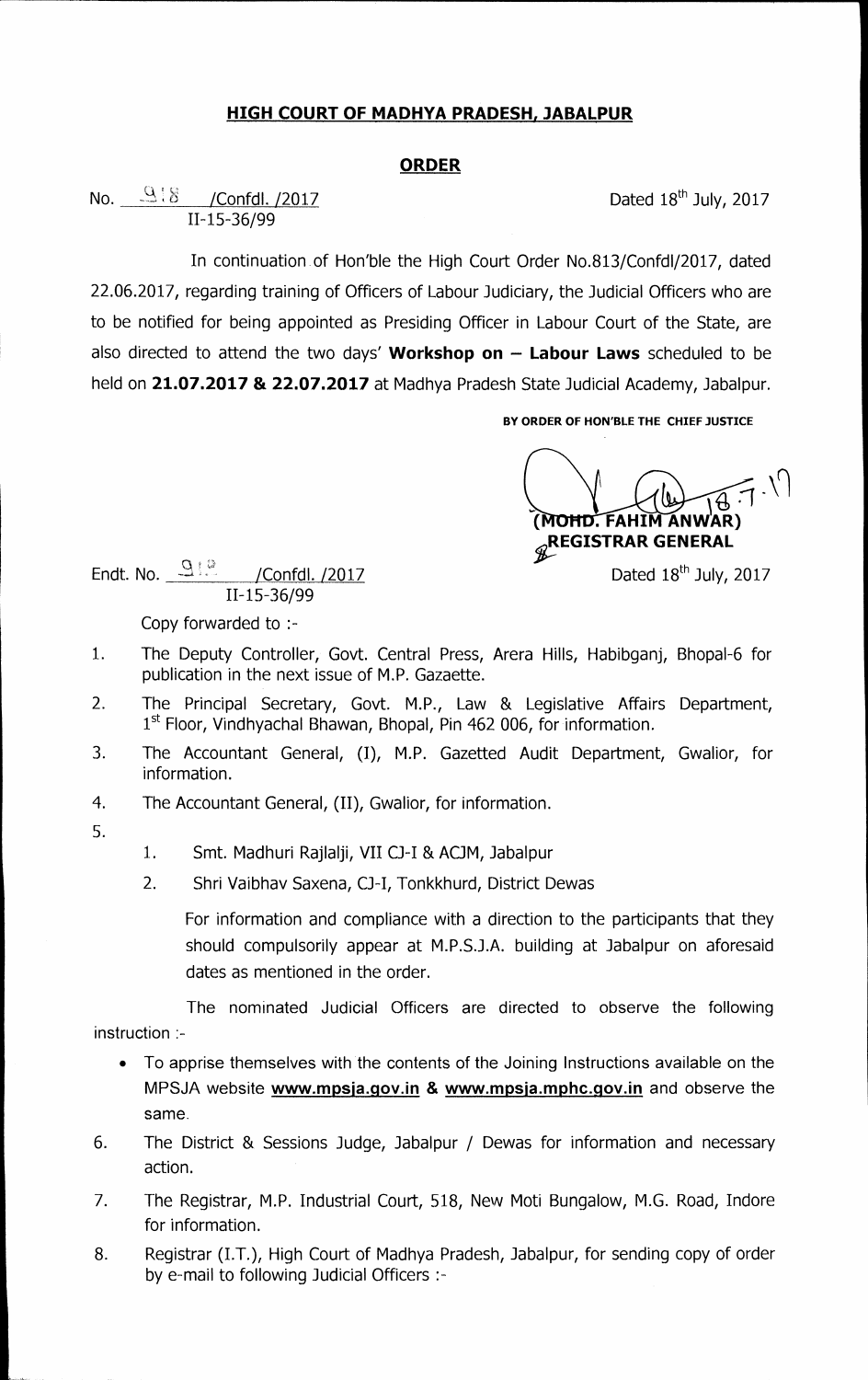# HIGH COURT OF MADHYA PRADESH, JABALPUR

## ORDER

No. 918 /Confdl. /2017 Dated 18th July, 2017
II-15-36/99

In continuation of Hon'ble the High Court Order No.813/Confdl/2017, dated 22.06.2017, regarding training of Officers of Labour Judiciary, the Judicial Officers who are to be notified for being appointed as Presiding Officer in Labour Court of the State, are also directed to attend the two days' **Workshop on – Labour Laws** scheduled to be held on **21.07.2017 & 22.07.2017** at Madhya Pradesh State Judicial Academy, Jabalpur.

BY ORDER OF HON'BLE THE CHIEF JUSTICE

(MOHD. FAHIM ANWAR)
REGISTRAR GENERAL

Endt. No. 919 /Confdl. /2017 Dated 18th July, 2017
II-15-36/99

Copy forwarded to :-

1. The Deputy Controller, Govt. Central Press, Arera Hills, Habibganj, Bhopal-6 for publication in the next issue of M.P. Gazeatte.
2. The Principal Secretary, Govt. M.P., Law & Legislative Affairs Department, 1st Floor, Vindhyachal Bhawan, Bhopal, Pin 462 006, for information.
3. The Accountant General, (I), M.P. Gazetted Audit Department, Gwalior, for information.
4. The Accountant General, (II), Gwalior, for information.
5. 
   1. Smt. Madhuri Rajlalji, VII CJ-I & ACJM, Jabalpur
   2. Shri Vaibhav Saxena, CJ-I, Tonkkhurd, District Dewas

   For information and compliance with a direction to the participants that they should compulsorily appear at M.P.S.J.A. building at Jabalpur on aforesaid dates as mentioned in the order.

   The nominated Judicial Officers are directed to observe the following instruction :-

   - To apprise themselves with the contents of the Joining Instructions available on the MPSJA website **www.mpsja.gov.in & www.mpsja.mphc.gov.in** and observe the same.
6. The District & Sessions Judge, Jabalpur / Dewas for information and necessary action.
7. The Registrar, M.P. Industrial Court, 518, New Moti Bungalow, M.G. Road, Indore for information.
8. Registrar (I.T.), High Court of Madhya Pradesh, Jabalpur, for sending copy of order by e-mail to following Judicial Officers :-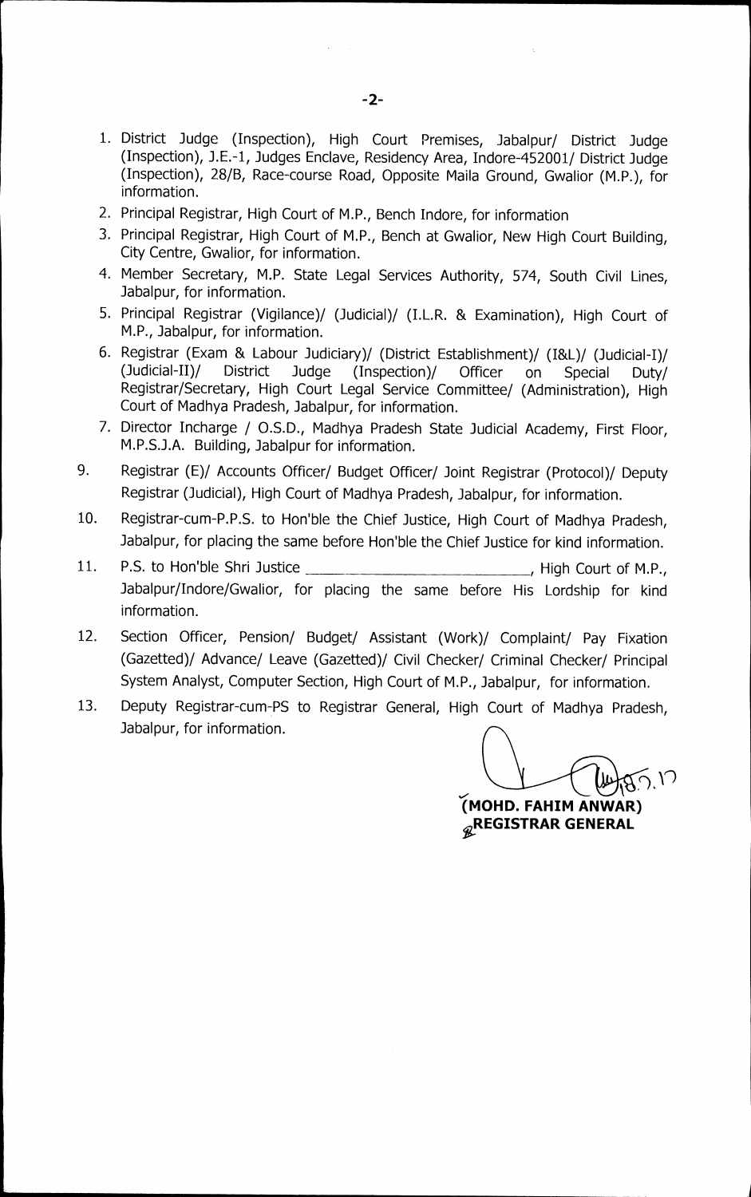-2-

1. District Judge (Inspection), High Court Premises, Jabalpur/ District Judge (Inspection), J.E.-1, Judges Enclave, Residency Area, Indore-452001/ District Judge (Inspection), 28/B, Race-course Road, Opposite Maila Ground, Gwalior (M.P.), for information.
2. Principal Registrar, High Court of M.P., Bench Indore, for information
3. Principal Registrar, High Court of M.P., Bench at Gwalior, New High Court Building, City Centre, Gwalior, for information.
4. Member Secretary, M.P. State Legal Services Authority, 574, South Civil Lines, Jabalpur, for information.
5. Principal Registrar (Vigilance)/ (Judicial)/ (I.L.R. & Examination), High Court of M.P., Jabalpur, for information.
6. Registrar (Exam & Labour Judiciary)/ (District Establishment)/ (I&L)/ (Judicial-I)/ (Judicial-II)/ District Judge (Inspection)/ Officer on Special Duty/ Registrar/Secretary, High Court Legal Service Committee/ (Administration), High Court of Madhya Pradesh, Jabalpur, for information.
7. Director Incharge / O.S.D., Madhya Pradesh State Judicial Academy, First Floor, M.P.S.J.A. Building, Jabalpur for information.

9. Registrar (E)/ Accounts Officer/ Budget Officer/ Joint Registrar (Protocol)/ Deputy Registrar (Judicial), High Court of Madhya Pradesh, Jabalpur, for information.
10. Registrar-cum-P.P.S. to Hon'ble the Chief Justice, High Court of Madhya Pradesh, Jabalpur, for placing the same before Hon'ble the Chief Justice for kind information.
11. P.S. to Hon'ble Shri Justice ____________________________, High Court of M.P., Jabalpur/Indore/Gwalior, for placing the same before His Lordship for kind information.
12. Section Officer, Pension/ Budget/ Assistant (Work)/ Complaint/ Pay Fixation (Gazetted)/ Advance/ Leave (Gazetted)/ Civil Checker/ Criminal Checker/ Principal System Analyst, Computer Section, High Court of M.P., Jabalpur, for information.
13. Deputy Registrar-cum-PS to Registrar General, High Court of Madhya Pradesh, Jabalpur, for information.

18.7.17

**(MOHD. FAHIM ANWAR)**
**REGISTRAR GENERAL**